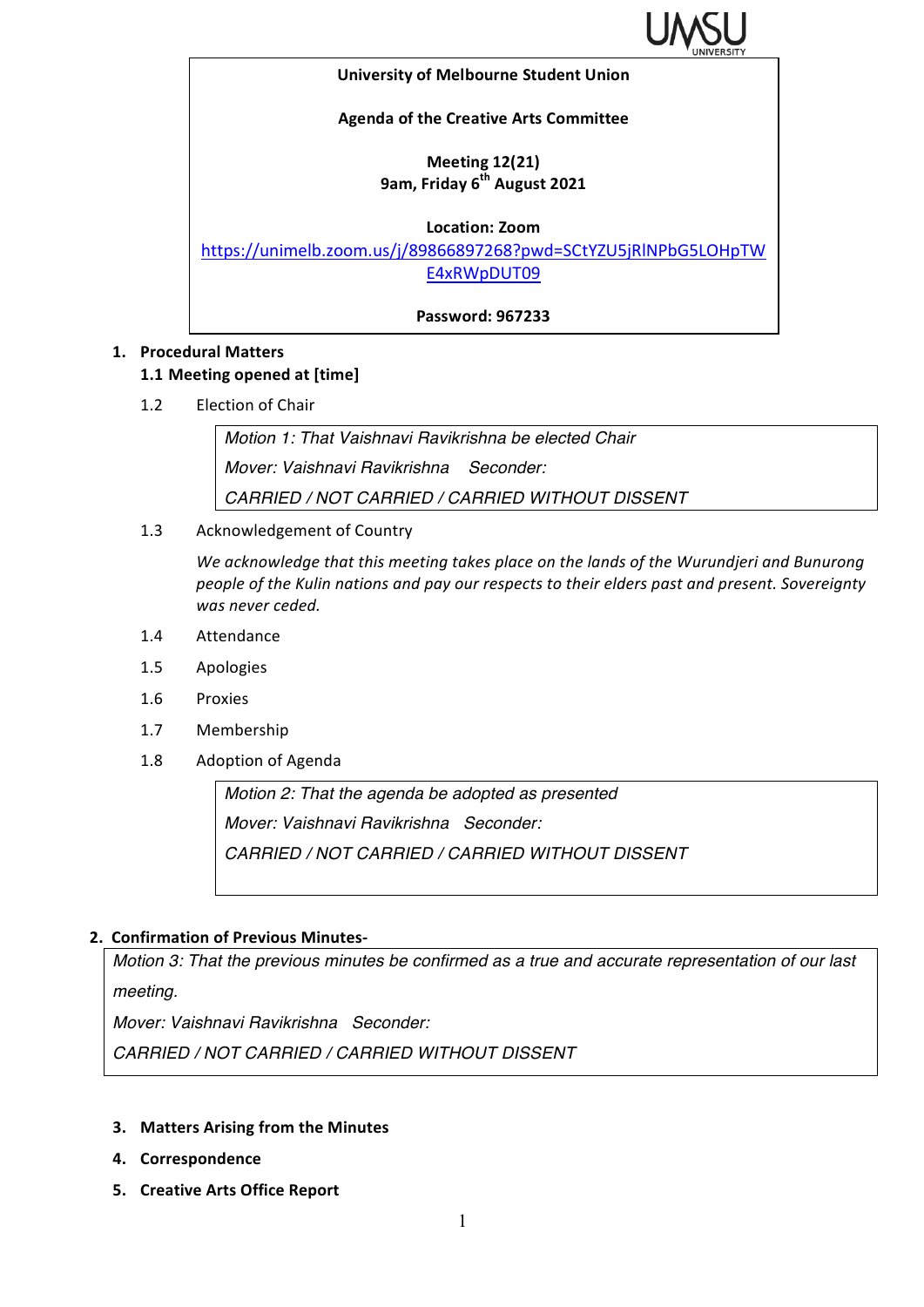**University of Melbourne Student Union**

**Agenda of the Creative Arts Committee**

**Meeting 12(21)**
**9am, Friday 6th August 2021**

**Location: Zoom**
[https://unimelb.zoom.us/j/89866897268?pwd=SCtYZU5jRlNPbG5LOHpTWE4xRWpDUT09](https://unimelb.zoom.us/j/89866897268?pwd=SCtYZU5jRlNPbG5LOHpTWE4xRWpDUT09)

**Password: 967233**

1. **Procedural Matters**

**1.1 Meeting opened at [time]**

1.2 Election of Chair

> *Motion 1: That Vaishnavi Ravikrishna be elected Chair*
> *Mover: Vaishnavi Ravikrishna Seconder:*
> *CARRIED / NOT CARRIED / CARRIED WITHOUT DISSENT*

1.3 Acknowledgement of Country

*We acknowledge that this meeting takes place on the lands of the Wurundjeri and Bunurong people of the Kulin nations and pay our respects to their elders past and present. Sovereignty was never ceded.*

1.4 Attendance

1.5 Apologies

1.6 Proxies

1.7 Membership

1.8 Adoption of Agenda

> *Motion 2: That the agenda be adopted as presented*
> *Mover: Vaishnavi Ravikrishna Seconder:*
> *CARRIED / NOT CARRIED / CARRIED WITHOUT DISSENT*

2. **Confirmation of Previous Minutes-**

> *Motion 3: That the previous minutes be confirmed as a true and accurate representation of our last meeting.*
> *Mover: Vaishnavi Ravikrishna Seconder:*
> *CARRIED / NOT CARRIED / CARRIED WITHOUT DISSENT*

3. **Matters Arising from the Minutes**
4. **Correspondence**
5. **Creative Arts Office Report**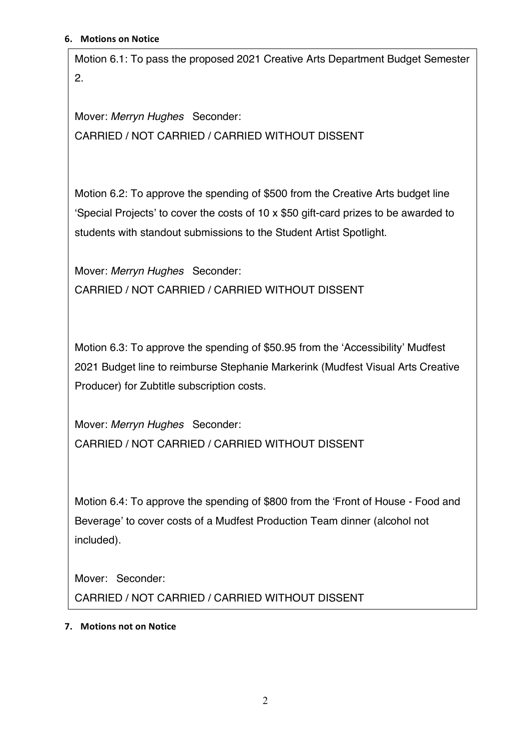### 6. Motions on Notice

Motion 6.1: To pass the proposed 2021 Creative Arts Department Budget Semester 2.

Mover: *Merryn Hughes* Seconder:
CARRIED / NOT CARRIED / CARRIED WITHOUT DISSENT

Motion 6.2: To approve the spending of $500 from the Creative Arts budget line 'Special Projects' to cover the costs of 10 x $50 gift-card prizes to be awarded to students with standout submissions to the Student Artist Spotlight.

Mover: *Merryn Hughes* Seconder:
CARRIED / NOT CARRIED / CARRIED WITHOUT DISSENT

Motion 6.3: To approve the spending of $50.95 from the 'Accessibility' Mudfest 2021 Budget line to reimburse Stephanie Markerink (Mudfest Visual Arts Creative Producer) for Zubtitle subscription costs.

Mover: *Merryn Hughes* Seconder:
CARRIED / NOT CARRIED / CARRIED WITHOUT DISSENT

Motion 6.4: To approve the spending of $800 from the 'Front of House - Food and Beverage' to cover costs of a Mudfest Production Team dinner (alcohol not included).

Mover: Seconder:
CARRIED / NOT CARRIED / CARRIED WITHOUT DISSENT

### 7. Motions not on Notice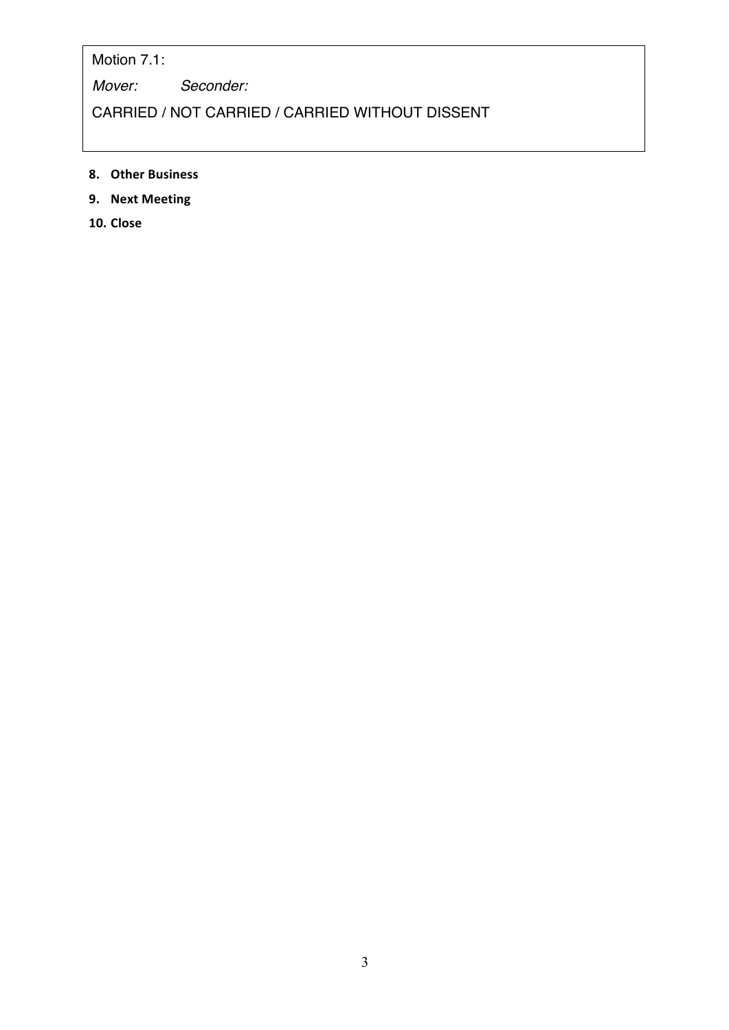Motion 7.1:

*Mover:* *Seconder:*

CARRIED / NOT CARRIED / CARRIED WITHOUT DISSENT

8. **Other Business**
9. **Next Meeting**
10. **Close**